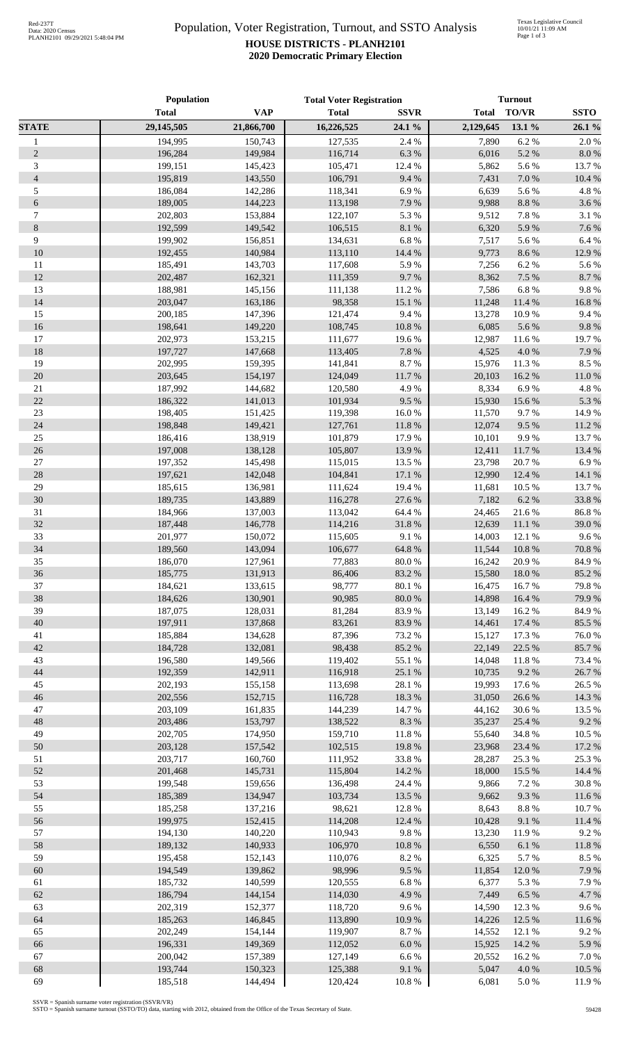# Population, Voter Registration, Turnout, and SSTO Analysis

## HOUSE DISTRICTS - PLANH2101
## 2020 Democratic Primary Election

| | Population | | Total Voter Registration | | Turnout | | |
|---|---|---|---|---|---|---|---|
| | Total | VAP | Total | SSVR | Total | TO/VR | SSTO |
| **STATE** | **29,145,505** | **21,866,700** | **16,226,525** | **24.1 %** | **2,129,645** | **13.1 %** | **26.1 %** |
| 1 | 194,995 | 150,743 | 127,535 | 2.4 % | 7,890 | 6.2 % | 2.0 % |
| 2 | 196,284 | 149,984 | 116,714 | 6.3 % | 6,016 | 5.2 % | 8.0 % |
| 3 | 199,151 | 145,423 | 105,471 | 12.4 % | 5,862 | 5.6 % | 13.7 % |
| 4 | 195,819 | 143,550 | 106,791 | 9.4 % | 7,431 | 7.0 % | 10.4 % |
| 5 | 186,084 | 142,286 | 118,341 | 6.9 % | 6,639 | 5.6 % | 4.8 % |
| 6 | 189,005 | 144,223 | 113,198 | 7.9 % | 9,988 | 8.8 % | 3.6 % |
| 7 | 202,803 | 153,884 | 122,107 | 5.3 % | 9,512 | 7.8 % | 3.1 % |
| 8 | 192,599 | 149,542 | 106,515 | 8.1 % | 6,320 | 5.9 % | 7.6 % |
| 9 | 199,902 | 156,851 | 134,631 | 6.8 % | 7,517 | 5.6 % | 6.4 % |
| 10 | 192,455 | 140,984 | 113,110 | 14.4 % | 9,773 | 8.6 % | 12.9 % |
| 11 | 185,491 | 143,703 | 117,608 | 5.9 % | 7,256 | 6.2 % | 5.6 % |
| 12 | 202,487 | 162,321 | 111,359 | 9.7 % | 8,362 | 7.5 % | 8.7 % |
| 13 | 188,981 | 145,156 | 111,138 | 11.2 % | 7,586 | 6.8 % | 9.8 % |
| 14 | 203,047 | 163,186 | 98,358 | 15.1 % | 11,248 | 11.4 % | 16.8 % |
| 15 | 200,185 | 147,396 | 121,474 | 9.4 % | 13,278 | 10.9 % | 9.4 % |
| 16 | 198,641 | 149,220 | 108,745 | 10.8 % | 6,085 | 5.6 % | 9.8 % |
| 17 | 202,973 | 153,215 | 111,677 | 19.6 % | 12,987 | 11.6 % | 19.7 % |
| 18 | 197,727 | 147,668 | 113,405 | 7.8 % | 4,525 | 4.0 % | 7.9 % |
| 19 | 202,995 | 159,395 | 141,841 | 8.7 % | 15,976 | 11.3 % | 8.5 % |
| 20 | 203,645 | 154,197 | 124,049 | 11.7 % | 20,103 | 16.2 % | 11.0 % |
| 21 | 187,992 | 144,682 | 120,580 | 4.9 % | 8,334 | 6.9 % | 4.8 % |
| 22 | 186,322 | 141,013 | 101,934 | 9.5 % | 15,930 | 15.6 % | 5.3 % |
| 23 | 198,405 | 151,425 | 119,398 | 16.0 % | 11,570 | 9.7 % | 14.9 % |
| 24 | 198,848 | 149,421 | 127,761 | 11.8 % | 12,074 | 9.5 % | 11.2 % |
| 25 | 186,416 | 138,919 | 101,879 | 17.9 % | 10,101 | 9.9 % | 13.7 % |
| 26 | 197,008 | 138,128 | 105,807 | 13.9 % | 12,411 | 11.7 % | 13.4 % |
| 27 | 197,352 | 145,498 | 115,015 | 13.5 % | 23,798 | 20.7 % | 6.9 % |
| 28 | 197,621 | 142,048 | 104,841 | 17.1 % | 12,990 | 12.4 % | 14.1 % |
| 29 | 185,615 | 136,981 | 111,624 | 19.4 % | 11,681 | 10.5 % | 13.7 % |
| 30 | 189,735 | 143,889 | 116,278 | 27.6 % | 7,182 | 6.2 % | 33.8 % |
| 31 | 184,966 | 137,003 | 113,042 | 64.4 % | 24,465 | 21.6 % | 86.8 % |
| 32 | 187,448 | 146,778 | 114,216 | 31.8 % | 12,639 | 11.1 % | 39.0 % |
| 33 | 201,977 | 150,072 | 115,605 | 9.1 % | 14,003 | 12.1 % | 9.6 % |
| 34 | 189,560 | 143,094 | 106,677 | 64.8 % | 11,544 | 10.8 % | 70.8 % |
| 35 | 186,070 | 127,961 | 77,883 | 80.0 % | 16,242 | 20.9 % | 84.9 % |
| 36 | 185,775 | 131,913 | 86,406 | 83.2 % | 15,580 | 18.0 % | 85.2 % |
| 37 | 184,621 | 133,615 | 98,777 | 80.1 % | 16,475 | 16.7 % | 79.8 % |
| 38 | 184,626 | 130,901 | 90,985 | 80.0 % | 14,898 | 16.4 % | 79.9 % |
| 39 | 187,075 | 128,031 | 81,284 | 83.9 % | 13,149 | 16.2 % | 84.9 % |
| 40 | 197,911 | 137,868 | 83,261 | 83.9 % | 14,461 | 17.4 % | 85.5 % |
| 41 | 185,884 | 134,628 | 87,396 | 73.2 % | 15,127 | 17.3 % | 76.0 % |
| 42 | 184,728 | 132,081 | 98,438 | 85.2 % | 22,149 | 22.5 % | 85.7 % |
| 43 | 196,580 | 149,566 | 119,402 | 55.1 % | 14,048 | 11.8 % | 73.4 % |
| 44 | 192,359 | 142,911 | 116,918 | 25.1 % | 10,735 | 9.2 % | 26.7 % |
| 45 | 202,193 | 155,158 | 113,698 | 28.1 % | 19,993 | 17.6 % | 26.5 % |
| 46 | 202,556 | 152,715 | 116,728 | 18.3 % | 31,050 | 26.6 % | 14.3 % |
| 47 | 203,109 | 161,835 | 144,239 | 14.7 % | 44,162 | 30.6 % | 13.5 % |
| 48 | 203,486 | 153,797 | 138,522 | 8.3 % | 35,237 | 25.4 % | 9.2 % |
| 49 | 202,705 | 174,950 | 159,710 | 11.8 % | 55,640 | 34.8 % | 10.5 % |
| 50 | 203,128 | 157,542 | 102,515 | 19.8 % | 23,968 | 23.4 % | 17.2 % |
| 51 | 203,717 | 160,760 | 111,952 | 33.8 % | 28,287 | 25.3 % | 25.3 % |
| 52 | 201,468 | 145,731 | 115,804 | 14.2 % | 18,000 | 15.5 % | 14.4 % |
| 53 | 199,548 | 159,656 | 136,498 | 24.4 % | 9,866 | 7.2 % | 30.8 % |
| 54 | 185,389 | 134,947 | 103,734 | 13.5 % | 9,662 | 9.3 % | 11.6 % |
| 55 | 185,258 | 137,216 | 98,621 | 12.8 % | 8,643 | 8.8 % | 10.7 % |
| 56 | 199,975 | 152,415 | 114,208 | 12.4 % | 10,428 | 9.1 % | 11.4 % |
| 57 | 194,130 | 140,220 | 110,943 | 9.8 % | 13,230 | 11.9 % | 9.2 % |
| 58 | 189,132 | 140,933 | 106,970 | 10.8 % | 6,550 | 6.1 % | 11.8 % |
| 59 | 195,458 | 152,143 | 110,076 | 8.2 % | 6,325 | 5.7 % | 8.5 % |
| 60 | 194,549 | 139,862 | 98,996 | 9.5 % | 11,854 | 12.0 % | 7.9 % |
| 61 | 185,732 | 140,599 | 120,555 | 6.8 % | 6,377 | 5.3 % | 7.9 % |
| 62 | 186,794 | 144,154 | 114,030 | 4.9 % | 7,449 | 6.5 % | 4.7 % |
| 63 | 202,319 | 152,377 | 118,720 | 9.6 % | 14,590 | 12.3 % | 9.6 % |
| 64 | 185,263 | 146,845 | 113,890 | 10.9 % | 14,226 | 12.5 % | 11.6 % |
| 65 | 202,249 | 154,144 | 119,907 | 8.7 % | 14,552 | 12.1 % | 9.2 % |
| 66 | 196,331 | 149,369 | 112,052 | 6.0 % | 15,925 | 14.2 % | 5.9 % |
| 67 | 200,042 | 157,389 | 127,149 | 6.6 % | 20,552 | 16.2 % | 7.0 % |
| 68 | 193,744 | 150,323 | 125,388 | 9.1 % | 5,047 | 4.0 % | 10.5 % |
| 69 | 185,518 | 144,494 | 120,424 | 10.8 % | 6,081 | 5.0 % | 11.9 % |

SSVR = Spanish surname voter registration (SSVR/VR)
SSTO = Spanish surname turnout (SSTO/TO) data, starting with 2012, obtained from the Office of the Texas Secretary of State.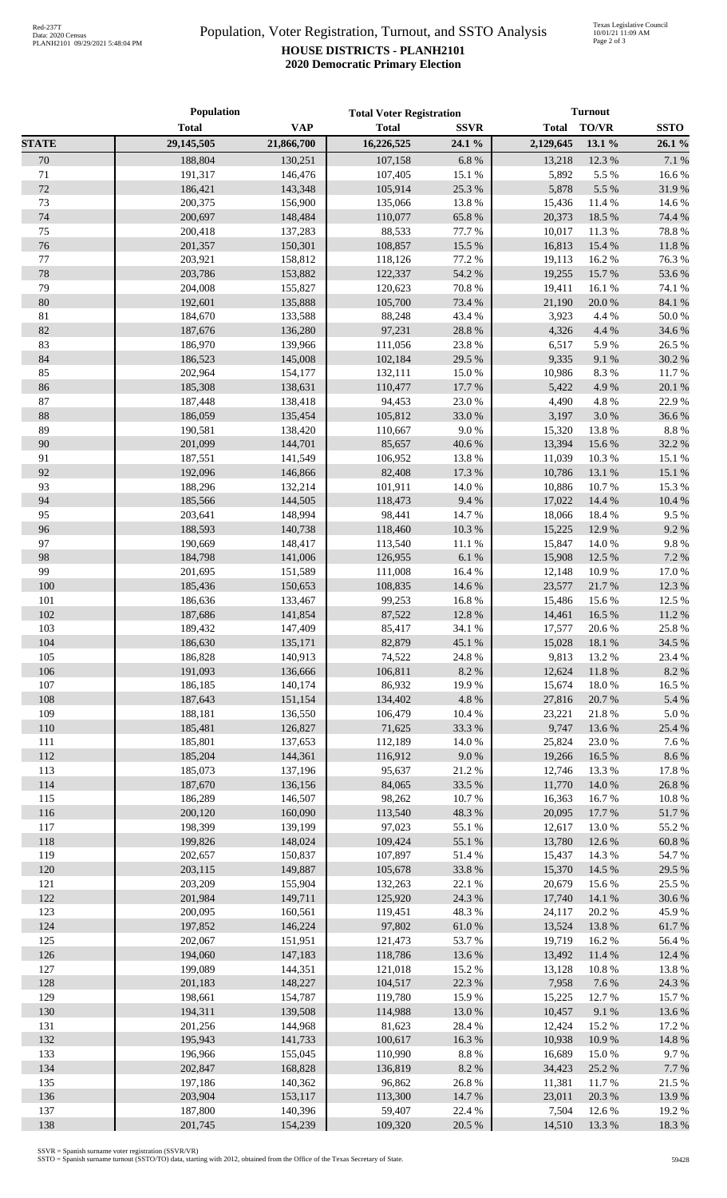# Population, Voter Registration, Turnout, and SSTO Analysis

## HOUSE DISTRICTS - PLANH2101

## 2020 Democratic Primary Election

| | Population | | Total Voter Registration | | Turnout | | |
|---|---|---|---|---|---|---|---|
| | Total | VAP | Total | SSVR | Total | TO/VR | SSTO |
| **STATE** | **29,145,505** | **21,866,700** | **16,226,525** | **24.1 %** | **2,129,645** | **13.1 %** | **26.1 %** |
| 70 | 188,804 | 130,251 | 107,158 | 6.8 % | 13,218 | 12.3 % | 7.1 % |
| 71 | 191,317 | 146,476 | 107,405 | 15.1 % | 5,892 | 5.5 % | 16.6 % |
| 72 | 186,421 | 143,348 | 105,914 | 25.3 % | 5,878 | 5.5 % | 31.9 % |
| 73 | 200,375 | 156,900 | 135,066 | 13.8 % | 15,436 | 11.4 % | 14.6 % |
| 74 | 200,697 | 148,484 | 110,077 | 65.8 % | 20,373 | 18.5 % | 74.4 % |
| 75 | 200,418 | 137,283 | 88,533 | 77.7 % | 10,017 | 11.3 % | 78.8 % |
| 76 | 201,357 | 150,301 | 108,857 | 15.5 % | 16,813 | 15.4 % | 11.8 % |
| 77 | 203,921 | 158,812 | 118,126 | 77.2 % | 19,113 | 16.2 % | 76.3 % |
| 78 | 203,786 | 153,882 | 122,337 | 54.2 % | 19,255 | 15.7 % | 53.6 % |
| 79 | 204,008 | 155,827 | 120,623 | 70.8 % | 19,411 | 16.1 % | 74.1 % |
| 80 | 192,601 | 135,888 | 105,700 | 73.4 % | 21,190 | 20.0 % | 84.1 % |
| 81 | 184,670 | 133,588 | 88,248 | 43.4 % | 3,923 | 4.4 % | 50.0 % |
| 82 | 187,676 | 136,280 | 97,231 | 28.8 % | 4,326 | 4.4 % | 34.6 % |
| 83 | 186,970 | 139,966 | 111,056 | 23.8 % | 6,517 | 5.9 % | 26.5 % |
| 84 | 186,523 | 145,008 | 102,184 | 29.5 % | 9,335 | 9.1 % | 30.2 % |
| 85 | 202,964 | 154,177 | 132,111 | 15.0 % | 10,986 | 8.3 % | 11.7 % |
| 86 | 185,308 | 138,631 | 110,477 | 17.7 % | 5,422 | 4.9 % | 20.1 % |
| 87 | 187,448 | 138,418 | 94,453 | 23.0 % | 4,490 | 4.8 % | 22.9 % |
| 88 | 186,059 | 135,454 | 105,812 | 33.0 % | 3,197 | 3.0 % | 36.6 % |
| 89 | 190,581 | 138,420 | 110,667 | 9.0 % | 15,320 | 13.8 % | 8.8 % |
| 90 | 201,099 | 144,701 | 85,657 | 40.6 % | 13,394 | 15.6 % | 32.2 % |
| 91 | 187,551 | 141,549 | 106,952 | 13.8 % | 11,039 | 10.3 % | 15.1 % |
| 92 | 192,096 | 146,866 | 82,408 | 17.3 % | 10,786 | 13.1 % | 15.1 % |
| 93 | 188,296 | 132,214 | 101,911 | 14.0 % | 10,886 | 10.7 % | 15.3 % |
| 94 | 185,566 | 144,505 | 118,473 | 9.4 % | 17,022 | 14.4 % | 10.4 % |
| 95 | 203,641 | 148,994 | 98,441 | 14.7 % | 18,066 | 18.4 % | 9.5 % |
| 96 | 188,593 | 140,738 | 118,460 | 10.3 % | 15,225 | 12.9 % | 9.2 % |
| 97 | 190,669 | 148,417 | 113,540 | 11.1 % | 15,847 | 14.0 % | 9.8 % |
| 98 | 184,798 | 141,006 | 126,955 | 6.1 % | 15,908 | 12.5 % | 7.2 % |
| 99 | 201,695 | 151,589 | 111,008 | 16.4 % | 12,148 | 10.9 % | 17.0 % |
| 100 | 185,436 | 150,653 | 108,835 | 14.6 % | 23,577 | 21.7 % | 12.3 % |
| 101 | 186,636 | 133,467 | 99,253 | 16.8 % | 15,486 | 15.6 % | 12.5 % |
| 102 | 187,686 | 141,854 | 87,522 | 12.8 % | 14,461 | 16.5 % | 11.2 % |
| 103 | 189,432 | 147,409 | 85,417 | 34.1 % | 17,577 | 20.6 % | 25.8 % |
| 104 | 186,630 | 135,171 | 82,879 | 45.1 % | 15,028 | 18.1 % | 34.5 % |
| 105 | 186,828 | 140,913 | 74,522 | 24.8 % | 9,813 | 13.2 % | 23.4 % |
| 106 | 191,093 | 136,666 | 106,811 | 8.2 % | 12,624 | 11.8 % | 8.2 % |
| 107 | 186,185 | 140,174 | 86,932 | 19.9 % | 15,674 | 18.0 % | 16.5 % |
| 108 | 187,643 | 151,154 | 134,402 | 4.8 % | 27,816 | 20.7 % | 5.4 % |
| 109 | 188,181 | 136,550 | 106,479 | 10.4 % | 23,221 | 21.8 % | 5.0 % |
| 110 | 185,481 | 126,827 | 71,625 | 33.3 % | 9,747 | 13.6 % | 25.4 % |
| 111 | 185,801 | 137,653 | 112,189 | 14.0 % | 25,824 | 23.0 % | 7.6 % |
| 112 | 185,204 | 144,361 | 116,912 | 9.0 % | 19,266 | 16.5 % | 8.6 % |
| 113 | 185,073 | 137,196 | 95,637 | 21.2 % | 12,746 | 13.3 % | 17.8 % |
| 114 | 187,670 | 136,156 | 84,065 | 33.5 % | 11,770 | 14.0 % | 26.8 % |
| 115 | 186,289 | 146,507 | 98,262 | 10.7 % | 16,363 | 16.7 % | 10.8 % |
| 116 | 200,120 | 160,090 | 113,540 | 48.3 % | 20,095 | 17.7 % | 51.7 % |
| 117 | 198,399 | 139,199 | 97,023 | 55.1 % | 12,617 | 13.0 % | 55.2 % |
| 118 | 199,826 | 148,024 | 109,424 | 55.1 % | 13,780 | 12.6 % | 60.8 % |
| 119 | 202,657 | 150,837 | 107,897 | 51.4 % | 15,437 | 14.3 % | 54.7 % |
| 120 | 203,115 | 149,887 | 105,678 | 33.8 % | 15,370 | 14.5 % | 29.5 % |
| 121 | 203,209 | 155,904 | 132,263 | 22.1 % | 20,679 | 15.6 % | 25.5 % |
| 122 | 201,984 | 149,711 | 125,920 | 24.3 % | 17,740 | 14.1 % | 30.6 % |
| 123 | 200,095 | 160,561 | 119,451 | 48.3 % | 24,117 | 20.2 % | 45.9 % |
| 124 | 197,852 | 146,224 | 97,802 | 61.0 % | 13,524 | 13.8 % | 61.7 % |
| 125 | 202,067 | 151,951 | 121,473 | 53.7 % | 19,719 | 16.2 % | 56.4 % |
| 126 | 194,060 | 147,183 | 118,786 | 13.6 % | 13,492 | 11.4 % | 12.4 % |
| 127 | 199,089 | 144,351 | 121,018 | 15.2 % | 13,128 | 10.8 % | 13.8 % |
| 128 | 201,183 | 148,227 | 104,517 | 22.3 % | 7,958 | 7.6 % | 24.3 % |
| 129 | 198,661 | 154,787 | 119,780 | 15.9 % | 15,225 | 12.7 % | 15.7 % |
| 130 | 194,311 | 139,508 | 114,988 | 13.0 % | 10,457 | 9.1 % | 13.6 % |
| 131 | 201,256 | 144,968 | 81,623 | 28.4 % | 12,424 | 15.2 % | 17.2 % |
| 132 | 195,943 | 141,733 | 100,617 | 16.3 % | 10,938 | 10.9 % | 14.8 % |
| 133 | 196,966 | 155,045 | 110,990 | 8.8 % | 16,689 | 15.0 % | 9.7 % |
| 134 | 202,847 | 168,828 | 136,819 | 8.2 % | 34,423 | 25.2 % | 7.7 % |
| 135 | 197,186 | 140,362 | 96,862 | 26.8 % | 11,381 | 11.7 % | 21.5 % |
| 136 | 203,904 | 153,117 | 113,300 | 14.7 % | 23,011 | 20.3 % | 13.9 % |
| 137 | 187,800 | 140,396 | 59,407 | 22.4 % | 7,504 | 12.6 % | 19.2 % |
| 138 | 201,745 | 154,239 | 109,320 | 20.5 % | 14,510 | 13.3 % | 18.3 % |

SSVR = Spanish surname voter registration (SSVR/VR)
SSTO = Spanish surname turnout (SSTO/TO) data, starting with 2012, obtained from the Office of the Texas Secretary of State.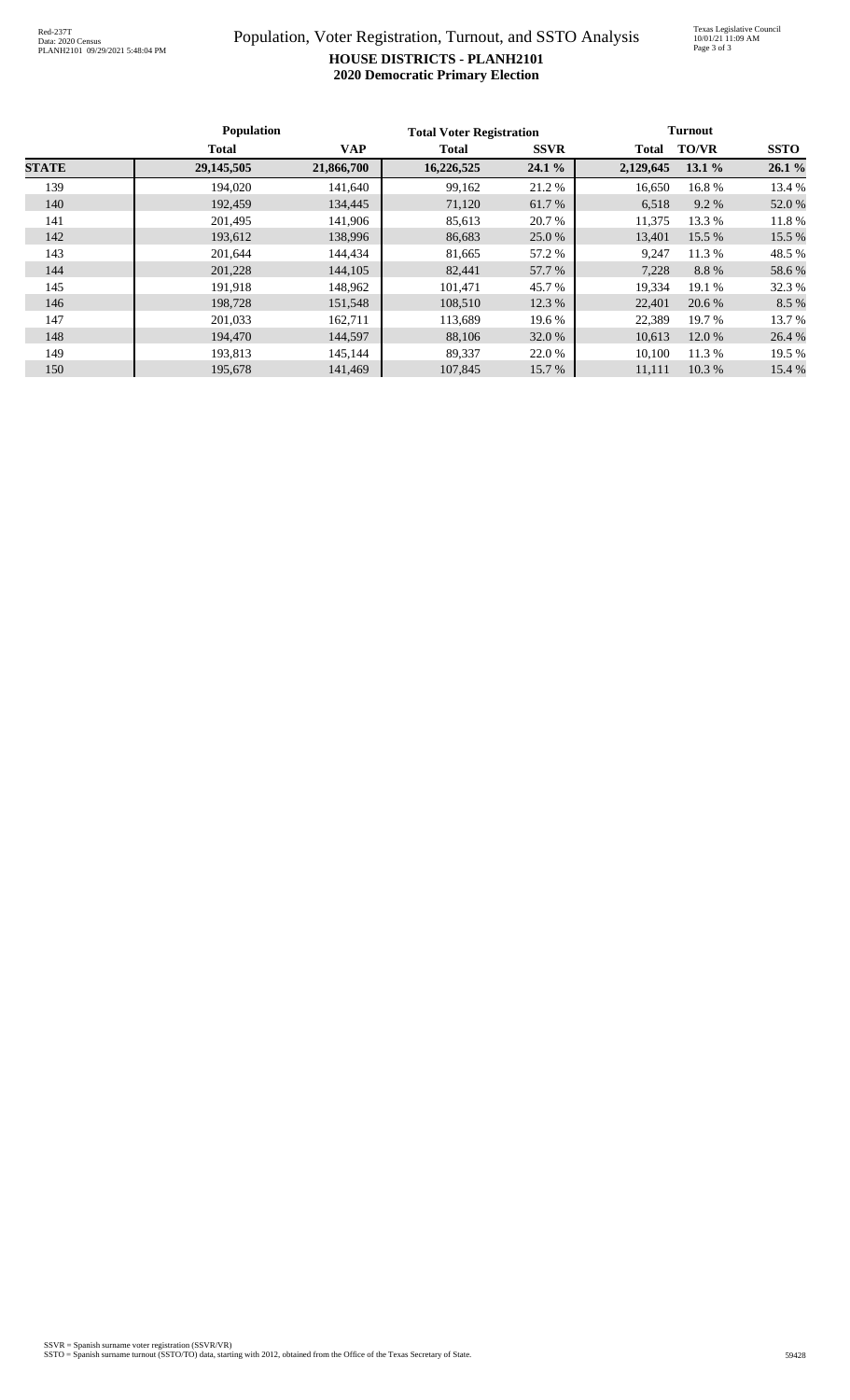# Population, Voter Registration, Turnout, and SSTO Analysis

## HOUSE DISTRICTS - PLANH2101

## 2020 Democratic Primary Election

| | Population | | Total Voter Registration | | Turnout | | |
|---|---|---|---|---|---|---|---|
| | Total | VAP | Total | SSVR | Total | TO/VR | SSTO |
| **STATE** | **29,145,505** | **21,866,700** | **16,226,525** | **24.1 %** | **2,129,645** | **13.1 %** | **26.1 %** |
| 139 | 194,020 | 141,640 | 99,162 | 21.2 % | 16,650 | 16.8 % | 13.4 % |
| 140 | 192,459 | 134,445 | 71,120 | 61.7 % | 6,518 | 9.2 % | 52.0 % |
| 141 | 201,495 | 141,906 | 85,613 | 20.7 % | 11,375 | 13.3 % | 11.8 % |
| 142 | 193,612 | 138,996 | 86,683 | 25.0 % | 13,401 | 15.5 % | 15.5 % |
| 143 | 201,644 | 144,434 | 81,665 | 57.2 % | 9,247 | 11.3 % | 48.5 % |
| 144 | 201,228 | 144,105 | 82,441 | 57.7 % | 7,228 | 8.8 % | 58.6 % |
| 145 | 191,918 | 148,962 | 101,471 | 45.7 % | 19,334 | 19.1 % | 32.3 % |
| 146 | 198,728 | 151,548 | 108,510 | 12.3 % | 22,401 | 20.6 % | 8.5 % |
| 147 | 201,033 | 162,711 | 113,689 | 19.6 % | 22,389 | 19.7 % | 13.7 % |
| 148 | 194,470 | 144,597 | 88,106 | 32.0 % | 10,613 | 12.0 % | 26.4 % |
| 149 | 193,813 | 145,144 | 89,337 | 22.0 % | 10,100 | 11.3 % | 19.5 % |
| 150 | 195,678 | 141,469 | 107,845 | 15.7 % | 11,111 | 10.3 % | 15.4 % |

SSVR = Spanish surname voter registration (SSVR/VR)
SSTO = Spanish surname turnout (SSTO/TO) data, starting with 2012, obtained from the Office of the Texas Secretary of State.